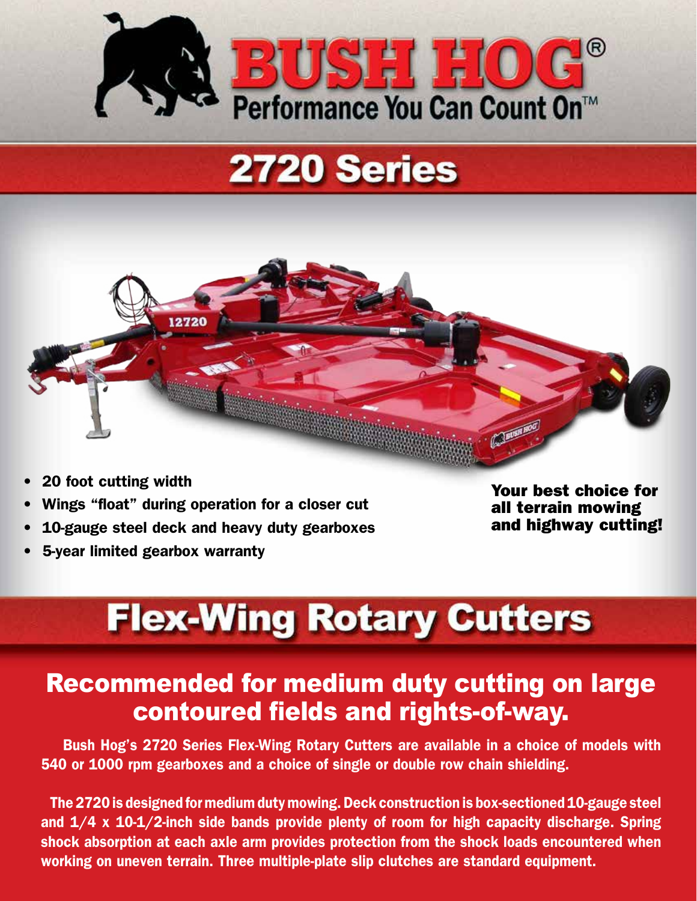# BUSH HOG®

Performance You Can Count On™

## 2720 Series

- 20 foot cutting width
- Wings "float" during operation for a closer cut
- 10-gauge steel deck and heavy duty gearboxes
- 5-year limited gearbox warranty

**Your best choice for all terrain mowing and highway cutting!**

# Flex-Wing Rotary Cutters

## Recommended for medium duty cutting on large contoured fields and rights-of-way.

Bush Hog's 2720 Series Flex-Wing Rotary Cutters are available in a choice of models with 540 or 1000 rpm gearboxes and a choice of single or double row chain shielding.

The 2720 is designed for medium duty mowing. Deck construction is box-sectioned 10-gauge steel and 1/4 x 10-1/2-inch side bands provide plenty of room for high capacity discharge. Spring shock absorption at each axle arm provides protection from the shock loads encountered when working on uneven terrain. Three multiple-plate slip clutches are standard equipment.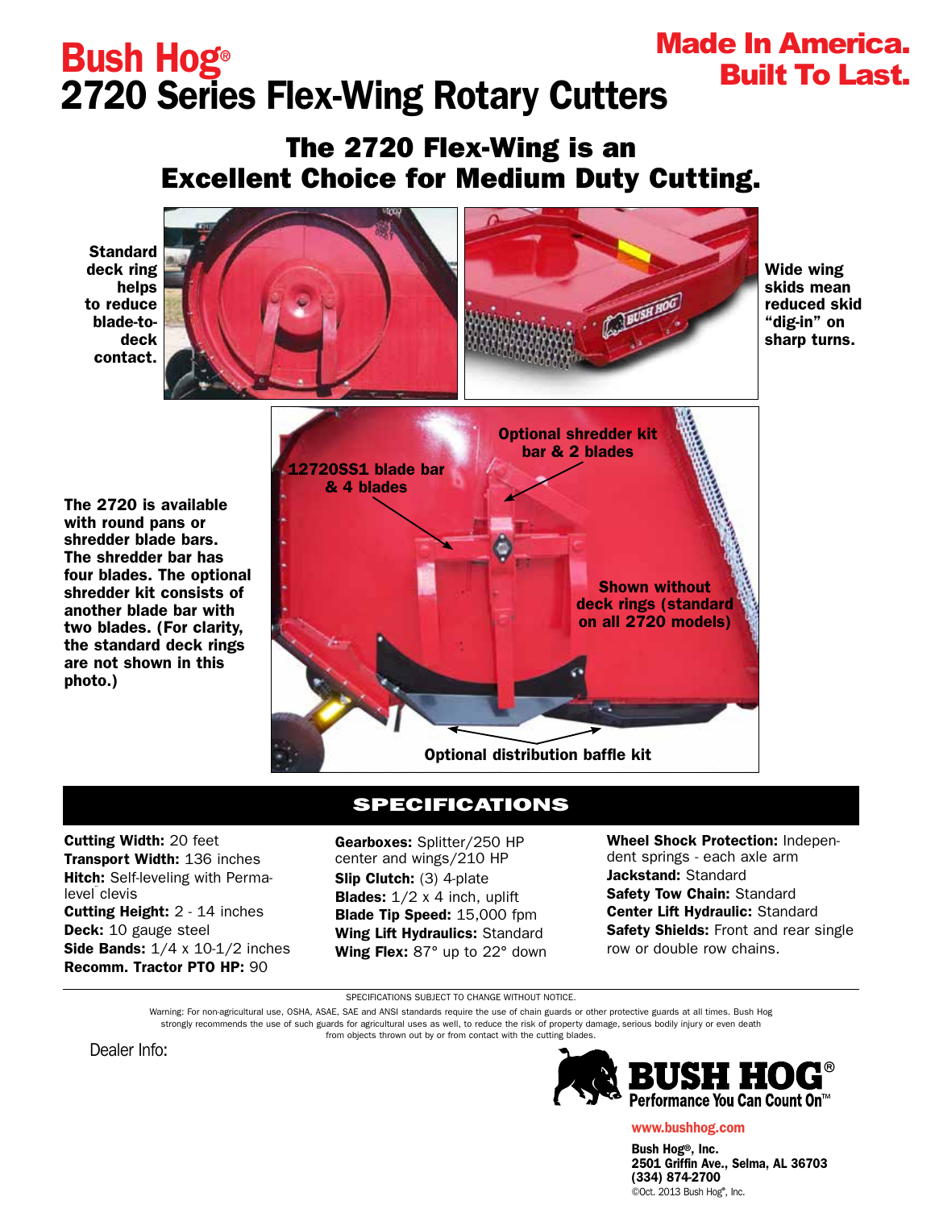# Bush Hog® 2720 Series Flex-Wing Rotary Cutters

**Made In America. Built To Last.**

## The 2720 Flex-Wing is an Excellent Choice for Medium Duty Cutting.

**Standard deck ring helps to reduce blade-to-deck contact.**

**Wide wing skids mean reduced skid "dig-in" on sharp turns.**

**The 2720 is available with round pans or shredder blade bars. The shredder bar has four blades. The optional shredder kit consists of another blade bar with two blades. (For clarity, the standard deck rings are not shown in this photo.)**

**12720SS1 blade bar & 4 blades**

**Optional shredder kit bar & 2 blades**

**Shown without deck rings (standard on all 2720 models)**

**Optional distribution baffle kit**

## SPECIFICATIONS

**Cutting Width:** 20 feet
**Transport Width:** 136 inches
**Hitch:** Self-leveling with Perma-level clevis
**Cutting Height:** 2 - 14 inches
**Deck:** 10 gauge steel
**Side Bands:** 1/4 x 10-1/2 inches
**Recomm. Tractor PTO HP:** 90

**Gearboxes:** Splitter/250 HP center and wings/210 HP
**Slip Clutch:** (3) 4-plate
**Blades:** 1/2 x 4 inch, uplift
**Blade Tip Speed:** 15,000 fpm
**Wing Lift Hydraulics:** Standard
**Wing Flex:** 87° up to 22° down

**Wheel Shock Protection:** Independent springs - each axle arm
**Jackstand:** Standard
**Safety Tow Chain:** Standard
**Center Lift Hydraulic:** Standard
**Safety Shields:** Front and rear single row or double row chains.

SPECIFICATIONS SUBJECT TO CHANGE WITHOUT NOTICE.

Warning: For non-agricultural use, OSHA, ASAE, SAE and ANSI standards require the use of chain guards or other protective guards at all times. Bush Hog strongly recommends the use of such guards for agricultural uses as well, to reduce the risk of property damage, serious bodily injury or even death from objects thrown out by or from contact with the cutting blades.

Dealer Info:

BUSH HOG®
Performance You Can Count On™

www.bushhog.com

**Bush Hog®, Inc.**
**2501 Griffin Ave., Selma, AL 36703**
**(334) 874-2700**
©Oct. 2013 Bush Hog®, Inc.